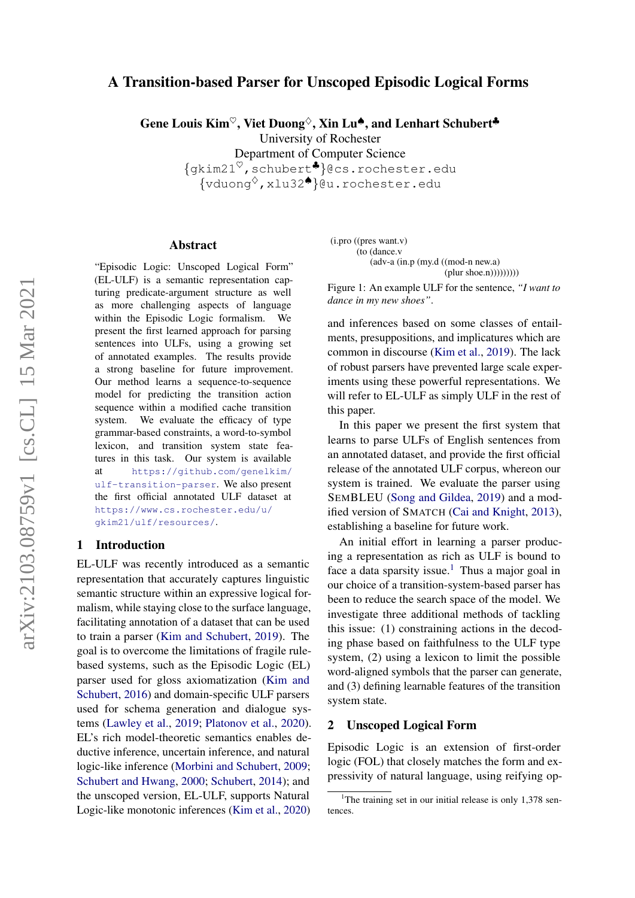# A Transition-based Parser for Unscoped Episodic Logical Forms

**Gene Louis Kim♡, Viet Duong♢, Xin Lu♠, and Lenhart Schubert♣**
University of Rochester
Department of Computer Science
{gkim21♡,schubert♣}@cs.rochester.edu
{vduong♢,xlu32♠}@u.rochester.edu

## Abstract

"Episodic Logic: Unscoped Logical Form" (EL-ULF) is a semantic representation capturing predicate-argument structure as well as more challenging aspects of language within the Episodic Logic formalism. We present the first learned approach for parsing sentences into ULFs, using a growing set of annotated examples. The results provide a strong baseline for future improvement. Our method learns a sequence-to-sequence model for predicting the transition action sequence within a modified cache transition system. We evaluate the efficacy of type grammar-based constraints, a word-to-symbol lexicon, and transition system state features in this task. Our system is available at https://github.com/genelkim/ulf-transition-parser. We also present the first official annotated ULF dataset at https://www.cs.rochester.edu/u/gkim21/ulf/resources/.

## 1 Introduction

EL-ULF was recently introduced as a semantic representation that accurately captures linguistic semantic structure within an expressive logical formalism, while staying close to the surface language, facilitating annotation of a dataset that can be used to train a parser (Kim and Schubert, 2019). The goal is to overcome the limitations of fragile rule-based systems, such as the Episodic Logic (EL) parser used for gloss axiomatization (Kim and Schubert, 2016) and domain-specific ULF parsers used for schema generation and dialogue systems (Lawley et al., 2019; Platonov et al., 2020). EL's rich model-theoretic semantics enables deductive inference, uncertain inference, and natural logic-like inference (Morbini and Schubert, 2009; Schubert and Hwang, 2000; Schubert, 2014); and the unscoped version, EL-ULF, supports Natural Logic-like monotonic inferences (Kim et al., 2020) and inferences based on some classes of entailments, presuppositions, and implicatures which are common in discourse (Kim et al., 2019). The lack of robust parsers have prevented large scale experiments using these powerful representations. We will refer to EL-ULF as simply ULF in the rest of this paper.

```
(i.pro ((pres want.v)
        (to (dance.v
             (adv-a (in.p (my.d ((mod-n new.a)
                                 (plur shoe.n)))))))))
```

Figure 1: An example ULF for the sentence, *"I want to dance in my new shoes"*.

In this paper we present the first system that learns to parse ULFs of English sentences from an annotated dataset, and provide the first official release of the annotated ULF corpus, whereon our system is trained. We evaluate the parser using SEMBLEU (Song and Gildea, 2019) and a modified version of SMATCH (Cai and Knight, 2013), establishing a baseline for future work.

An initial effort in learning a parser producing a representation as rich as ULF is bound to face a data sparsity issue.[1] Thus a major goal in our choice of a transition-system-based parser has been to reduce the search space of the model. We investigate three additional methods of tackling this issue: (1) constraining actions in the decoding phase based on faithfulness to the ULF type system, (2) using a lexicon to limit the possible word-aligned symbols that the parser can generate, and (3) defining learnable features of the transition system state.

## 2 Unscoped Logical Form

Episodic Logic is an extension of first-order logic (FOL) that closely matches the form and expressivity of natural language, using reifying op-

[1] The training set in our initial release is only 1,378 sentences.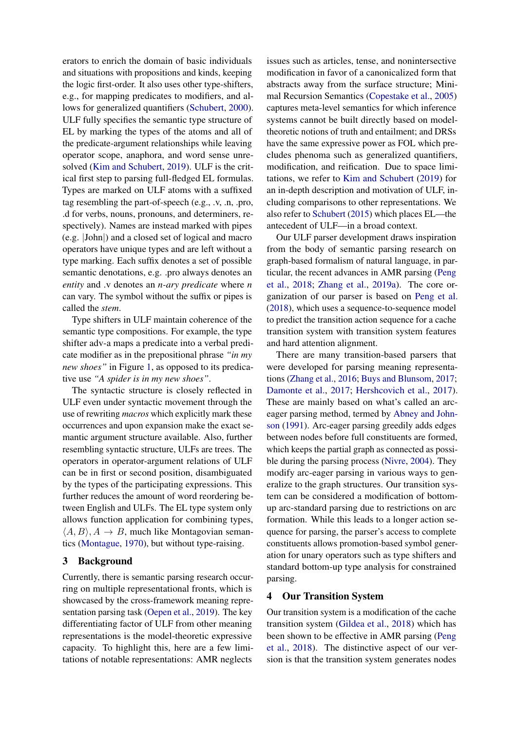erators to enrich the domain of basic individuals and situations with propositions and kinds, keeping the logic first-order. It also uses other type-shifters, e.g., for mapping predicates to modifiers, and allows for generalized quantifiers (Schubert, 2000). ULF fully specifies the semantic type structure of EL by marking the types of the atoms and all of the predicate-argument relationships while leaving operator scope, anaphora, and word sense unresolved (Kim and Schubert, 2019). ULF is the critical first step to parsing full-fledged EL formulas. Types are marked on ULF atoms with a suffixed tag resembling the part-of-speech (e.g., .v, .n, .pro, .d for verbs, nouns, pronouns, and determiners, respectively). Names are instead marked with pipes (e.g. |John|) and a closed set of logical and macro operators have unique types and are left without a type marking. Each suffix denotes a set of possible semantic denotations, e.g. .pro always denotes an *entity* and .v denotes an *n-ary predicate* where *n* can vary. The symbol without the suffix or pipes is called the *stem*.

Type shifters in ULF maintain coherence of the semantic type compositions. For example, the type shifter adv-a maps a predicate into a verbal predicate modifier as in the prepositional phrase *"in my new shoes"* in Figure 1, as opposed to its predicative use *"A spider is in my new shoes"*.

The syntactic structure is closely reflected in ULF even under syntactic movement through the use of rewriting *macros* which explicitly mark these occurrences and upon expansion make the exact semantic argument structure available. Also, further resembling syntactic structure, ULFs are trees. The operators in operator-argument relations of ULF can be in first or second position, disambiguated by the types of the participating expressions. This further reduces the amount of word reordering between English and ULFs. The EL type system only allows function application for combining types, $\langle A, B\rangle, A \rightarrow B$, much like Montagovian semantics (Montague, 1970), but without type-raising.

## 3 Background

Currently, there is semantic parsing research occurring on multiple representational fronts, which is showcased by the cross-framework meaning representation parsing task (Oepen et al., 2019). The key differentiating factor of ULF from other meaning representations is the model-theoretic expressive capacity. To highlight this, here are a few limitations of notable representations: AMR neglects issues such as articles, tense, and nonintersective modification in favor of a canonicalized form that abstracts away from the surface structure; Minimal Recursion Semantics (Copestake et al., 2005) captures meta-level semantics for which inference systems cannot be built directly based on model-theoretic notions of truth and entailment; and DRSs have the same expressive power as FOL which precludes phenoma such as generalized quantifiers, modification, and reification. Due to space limitations, we refer to Kim and Schubert (2019) for an in-depth description and motivation of ULF, including comparisons to other representations. We also refer to Schubert (2015) which places EL—the antecedent of ULF—in a broad context.

Our ULF parser development draws inspiration from the body of semantic parsing research on graph-based formalism of natural language, in particular, the recent advances in AMR parsing (Peng et al., 2018; Zhang et al., 2019a). The core organization of our parser is based on Peng et al. (2018), which uses a sequence-to-sequence model to predict the transition action sequence for a cache transition system with transition system features and hard attention alignment.

There are many transition-based parsers that were developed for parsing meaning representations (Zhang et al., 2016; Buys and Blunsom, 2017; Damonte et al., 2017; Hershcovich et al., 2017). These are mainly based on what's called an arc-eager parsing method, termed by Abney and Johnson (1991). Arc-eager parsing greedily adds edges between nodes before full constituents are formed, which keeps the partial graph as connected as possible during the parsing process (Nivre, 2004). They modify arc-eager parsing in various ways to generalize to the graph structures. Our transition system can be considered a modification of bottom-up arc-standard parsing due to restrictions on arc formation. While this leads to a longer action sequence for parsing, the parser's access to complete constituents allows promotion-based symbol generation for unary operators such as type shifters and standard bottom-up type analysis for constrained parsing.

## 4 Our Transition System

Our transition system is a modification of the cache transition system (Gildea et al., 2018) which has been shown to be effective in AMR parsing (Peng et al., 2018). The distinctive aspect of our version is that the transition system generates nodes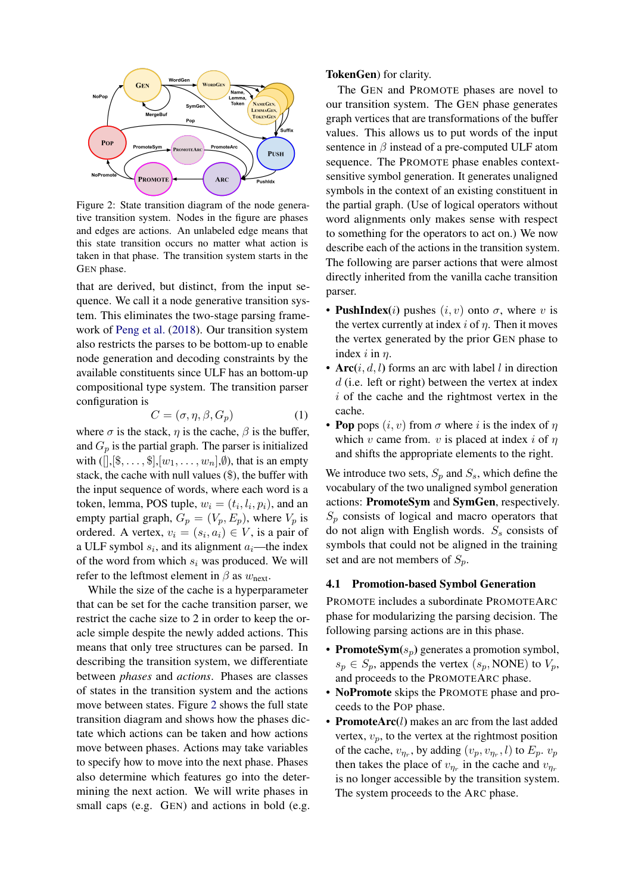Figure 2: State transition diagram of the node generative transition system. Nodes in the figure are phases and edges are actions. An unlabeled edge means that this state transition occurs no matter what action is taken in that phase. The transition system starts in the GEN phase.

that are derived, but distinct, from the input sequence. We call it a node generative transition system. This eliminates the two-stage parsing framework of Peng et al. (2018). Our transition system also restricts the parses to be bottom-up to enable node generation and decoding constraints by the available constituents since ULF has an bottom-up compositional type system. The transition parser configuration is

$$C = (\sigma, \eta, \beta, G_p) \tag{1}$$

where $\sigma$ is the stack, $\eta$ is the cache, $\beta$ is the buffer, and $G_p$ is the partial graph. The parser is initialized with ($[]$,$[\$, \ldots, \$]$,$[w_1, \ldots, w_n]$,$\emptyset$), that is an empty stack, the cache with null values ($), the buffer with the input sequence of words, where each word is a token, lemma, POS tuple, $w_i = (t_i, l_i, p_i)$, and an empty partial graph, $G_p = (V_p, E_p)$, where $V_p$ is ordered. A vertex, $v_i = (s_i, a_i) \in V$, is a pair of a ULF symbol $s_i$, and its alignment $a_i$—the index of the word from which $s_i$ was produced. We will refer to the leftmost element in $\beta$ as $w_{\text{next}}$.

While the size of the cache is a hyperparameter that can be set for the cache transition parser, we restrict the cache size to 2 in order to keep the oracle simple despite the newly added actions. This means that only tree structures can be parsed. In describing the transition system, we differentiate between *phases* and *actions*. Phases are classes of states in the transition system and the actions move between states. Figure 2 shows the full state transition diagram and shows how the phases dictate which actions can be taken and how actions move between phases. Actions may take variables to specify how to move into the next phase. Phases also determine which features go into the determining the next action. We will write phases in small caps (e.g. GEN) and actions in bold (e.g. **TokenGen**) for clarity.

The GEN and PROMOTE phases are novel to our transition system. The GEN phase generates graph vertices that are transformations of the buffer values. This allows us to put words of the input sentence in $\beta$ instead of a pre-computed ULF atom sequence. The PROMOTE phase enables context-sensitive symbol generation. It generates unaligned symbols in the context of an existing constituent in the partial graph. (Use of logical operators without word alignments only makes sense with respect to something for the operators to act on.) We now describe each of the actions in the transition system. The following are parser actions that were almost directly inherited from the vanilla cache transition parser.

- **PushIndex**($i$) pushes $(i, v)$ onto $\sigma$, where $v$ is the vertex currently at index $i$ of $\eta$. Then it moves the vertex generated by the prior GEN phase to index $i$ in $\eta$.
- **Arc**($i, d, l$) forms an arc with label $l$ in direction $d$ (i.e. left or right) between the vertex at index $i$ of the cache and the rightmost vertex in the cache.
- **Pop** pops $(i, v)$ from $\sigma$ where $i$ is the index of $\eta$ which $v$ came from. $v$ is placed at index $i$ of $\eta$ and shifts the appropriate elements to the right.

We introduce two sets, $S_p$ and $S_s$, which define the vocabulary of the two unaligned symbol generation actions: **PromoteSym** and **SymGen**, respectively. $S_p$ consists of logical and macro operators that do not align with English words. $S_s$ consists of symbols that could not be aligned in the training set and are not members of $S_p$.

### 4.1 Promotion-based Symbol Generation

PROMOTE includes a subordinate PROMOTEARC phase for modularizing the parsing decision. The following parsing actions are in this phase.

- **PromoteSym**($s_p$) generates a promotion symbol, $s_p \in S_p$, appends the vertex ($s_p$, NONE) to $V_p$, and proceeds to the PROMOTEARC phase.
- **NoPromote** skips the PROMOTE phase and proceeds to the POP phase.
- **PromoteArc**($l$) makes an arc from the last added vertex, $v_p$, to the vertex at the rightmost position of the cache, $v_{\eta_r}$, by adding $(v_p, v_{\eta_r}, l)$ to $E_p$. $v_p$ then takes the place of $v_{\eta_r}$ in the cache and $v_{\eta_r}$ is no longer accessible by the transition system. The system proceeds to the ARC phase.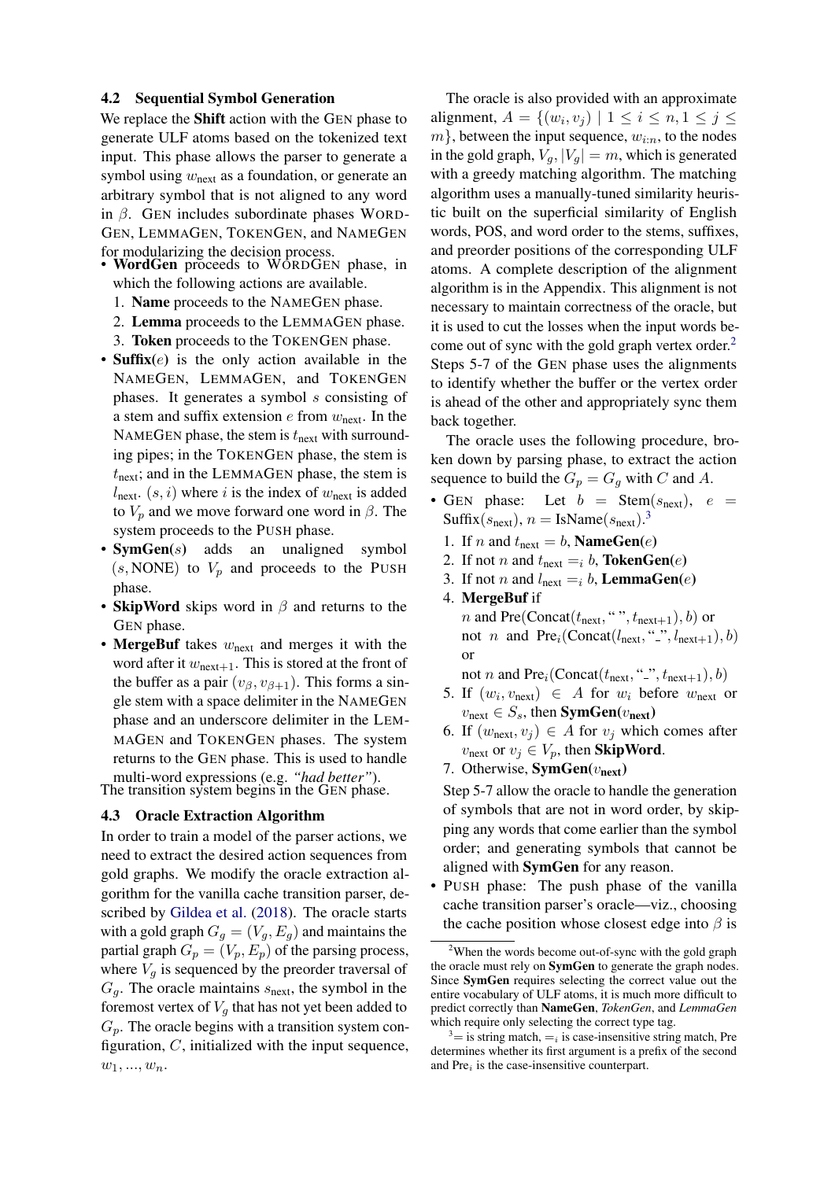### 4.2 Sequential Symbol Generation

We replace the **Shift** action with the GEN phase to generate ULF atoms based on the tokenized text input. This phase allows the parser to generate a symbol using $w_{\text{next}}$ as a foundation, or generate an arbitrary symbol that is not aligned to any word in $\beta$. GEN includes subordinate phases WORDGEN, LEMMAGEN, TOKENGEN, and NAMEGEN for modularizing the decision process.

- **WordGen** proceeds to WORDGEN phase, in which the following actions are available.
  1. **Name** proceeds to the NAMEGEN phase.
  2. **Lemma** proceeds to the LEMMAGEN phase.
  3. **Token** proceeds to the TOKENGEN phase.
- **Suffix**($e$) is the only action available in the NAMEGEN, LEMMAGEN, and TOKENGEN phases. It generates a symbol $s$ consisting of a stem and suffix extension $e$ from $w_{\text{next}}$. In the NAMEGEN phase, the stem is $t_{\text{next}}$ with surrounding pipes; in the TOKENGEN phase, the stem is $t_{\text{next}}$; and in the LEMMAGEN phase, the stem is $l_{\text{next}}$. $(s, i)$ where $i$ is the index of $w_{\text{next}}$ is added to $V_p$ and we move forward one word in $\beta$. The system proceeds to the PUSH phase.
- **SymGen**($s$) adds an unaligned symbol $(s, \text{NONE})$ to $V_p$ and proceeds to the PUSH phase.
- **SkipWord** skips word in $\beta$ and returns to the GEN phase.
- **MergeBuf** takes $w_{\text{next}}$ and merges it with the word after it $w_{\text{next}+1}$. This is stored at the front of the buffer as a pair $(v_\beta, v_{\beta+1})$. This forms a single stem with a space delimiter in the NAMEGEN phase and an underscore delimiter in the LEMMAGEN and TOKENGEN phases. The system returns to the GEN phase. This is used to handle multi-word expressions (e.g. *"had better"*).

The transition system begins in the GEN phase.

### 4.3 Oracle Extraction Algorithm

In order to train a model of the parser actions, we need to extract the desired action sequences from gold graphs. We modify the oracle extraction algorithm for the vanilla cache transition parser, described by Gildea et al. (2018). The oracle starts with a gold graph $G_g = (V_g, E_g)$ and maintains the partial graph $G_p = (V_p, E_p)$ of the parsing process, where $V_g$ is sequenced by the preorder traversal of $G_g$. The oracle maintains $s_{\text{next}}$, the symbol in the foremost vertex of $V_g$ that has not yet been added to $G_p$. The oracle begins with a transition system configuration, $C$, initialized with the input sequence, $w_1, ..., w_n$.

The oracle is also provided with an approximate alignment, $A = \{(w_i, v_j) \mid 1 \leq i \leq n, 1 \leq j \leq m\}$, between the input sequence, $w_{1:n}$, to the nodes in the gold graph, $V_g, |V_g| = m$, which is generated with a greedy matching algorithm. The matching algorithm uses a manually-tuned similarity heuristic built on the superficial similarity of English words, POS, and word order to the stems, suffixes, and preorder positions of the corresponding ULF atoms. A complete description of the alignment algorithm is in the Appendix. This alignment is not necessary to maintain correctness of the oracle, but it is used to cut the losses when the input words become out of sync with the gold graph vertex order.[2] Steps 5-7 of the GEN phase uses the alignments to identify whether the buffer or the vertex order is ahead of the other and appropriately sync them back together.

The oracle uses the following procedure, broken down by parsing phase, to extract the action sequence to build the $G_p = G_g$ with $C$ and $A$.

- GEN phase: Let $b = \text{Stem}(s_{\text{next}})$, $e = \text{Suffix}(s_{\text{next}})$, $n = \text{IsName}(s_{\text{next}})$.[3]
  1. If $n$ and $t_{\text{next}} = b$, **NameGen**($e$)
  2. If not $n$ and $t_{\text{next}} =_i b$, **TokenGen**($e$)
  3. If not $n$ and $l_{\text{next}} =_i b$, **LemmaGen**($e$)
  4. **MergeBuf** if
     $n$ and $\text{Pre}(\text{Concat}(t_{\text{next}}, \text{" "}, t_{\text{next}+1}), b)$ or
     not $n$ and $\text{Pre}_i(\text{Concat}(l_{\text{next}}, \text{"\_"}, l_{\text{next}+1}), b)$ or
     not $n$ and $\text{Pre}_i(\text{Concat}(t_{\text{next}}, \text{"\_"}, t_{\text{next}+1}), b)$
  5. If $(w_i, v_{\text{next}}) \in A$ for $w_i$ before $w_{\text{next}}$ or $v_{\text{next}} \in S_s$, then **SymGen**($v_{\text{next}}$)
  6. If $(w_{\text{next}}, v_j) \in A$ for $v_j$ which comes after $v_{\text{next}}$ or $v_j \in V_p$, then **SkipWord**.
  7. Otherwise, **SymGen**($v_{\text{next}}$)

  Step 5-7 allow the oracle to handle the generation of symbols that are not in word order, by skipping any words that come earlier than the symbol order; and generating symbols that cannot be aligned with **SymGen** for any reason.
- PUSH phase: The push phase of the vanilla cache transition parser's oracle—viz., choosing the cache position whose closest edge into $\beta$ is

---

[2] When the words become out-of-sync with the gold graph the oracle must rely on **SymGen** to generate the graph nodes. Since **SymGen** requires selecting the correct value out the entire vocabulary of ULF atoms, it is much more difficult to predict correctly than **NameGen**, *TokenGen*, and *LemmaGen* which require only selecting the correct type tag.

[3] $=$ is string match, $=_i$ is case-insensitive string match, Pre determines whether its first argument is a prefix of the second and $\text{Pre}_i$ is the case-insensitive counterpart.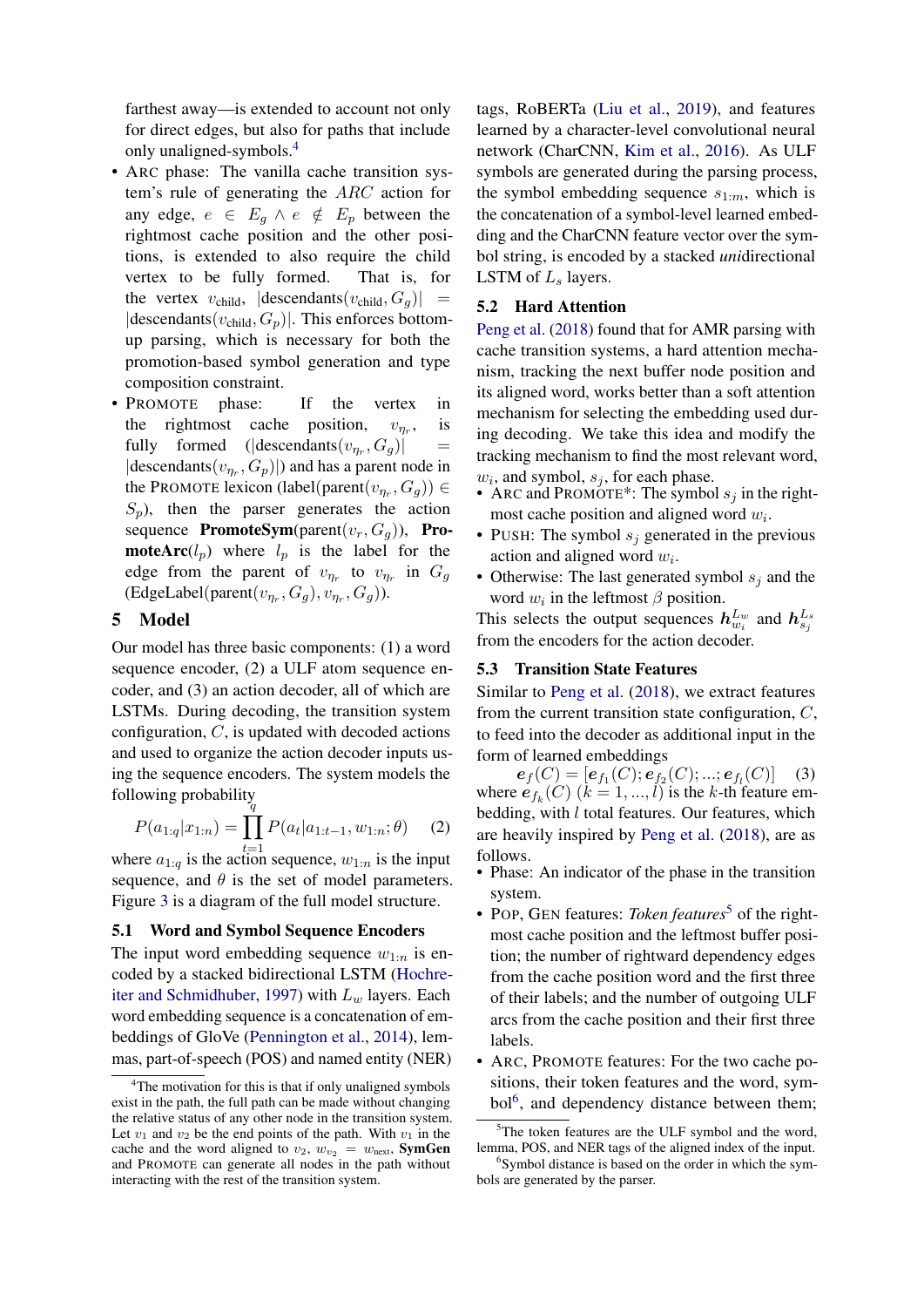farthest away—is extended to account not only for direct edges, but also for paths that include only unaligned-symbols.[4]

- ARC phase: The vanilla cache transition system's rule of generating the $ARC$ action for any edge, $e \in E_g \wedge e \notin E_p$ between the rightmost cache position and the other positions, is extended to also require the child vertex to be fully formed. That is, for the vertex $v_{\text{child}}$, $|\text{descendants}(v_{\text{child}}, G_g)| = |\text{descendants}(v_{\text{child}}, G_p)|$. This enforces bottom-up parsing, which is necessary for both the promotion-based symbol generation and type composition constraint.
- PROMOTE phase: If the vertex in the rightmost cache position, $v_{\eta_r}$, is fully formed ($|\text{descendants}(v_{\eta_r}, G_g)| = |\text{descendants}(v_{\eta_r}, G_p)|$) and has a parent node in the PROMOTE lexicon ($\text{label}(\text{parent}(v_{\eta_r}, G_g)) \in S_p$), then the parser generates the action sequence **PromoteSym**($\text{parent}(v_r, G_g)$), **PromoteArc**($l_p$) where $l_p$ is the label for the edge from the parent of $v_{\eta_r}$ to $v_{\eta_r}$ in $G_g$ ($\text{EdgeLabel}(\text{parent}(v_{\eta_r}, G_g), v_{\eta_r}, G_g)$).

# 5 Model

Our model has three basic components: (1) a word sequence encoder, (2) a ULF atom sequence encoder, and (3) an action decoder, all of which are LSTMs. During decoding, the transition system configuration, $C$, is updated with decoded actions and used to organize the action decoder inputs using the sequence encoders. The system models the following probability

$$P(a_{1:q}|x_{1:n}) = \prod_{t=1}^{q} P(a_t|a_{1:t-1}, w_{1:n}; \theta) \quad (2)$$

where $a_{1:q}$ is the action sequence, $w_{1:n}$ is the input sequence, and $\theta$ is the set of model parameters. Figure 3 is a diagram of the full model structure.

## 5.1 Word and Symbol Sequence Encoders

The input word embedding sequence $w_{1:n}$ is encoded by a stacked bidirectional LSTM (Hochreiter and Schmidhuber, 1997) with $L_w$ layers. Each word embedding sequence is a concatenation of embeddings of GloVe (Pennington et al., 2014), lemmas, part-of-speech (POS) and named entity (NER) tags, RoBERTa (Liu et al., 2019), and features learned by a character-level convolutional neural network (CharCNN, Kim et al., 2016). As ULF symbols are generated during the parsing process, the symbol embedding sequence $s_{1:m}$, which is the concatenation of a symbol-level learned embedding and the CharCNN feature vector over the symbol string, is encoded by a stacked *uni*directional LSTM of $L_s$ layers.

## 5.2 Hard Attention

Peng et al. (2018) found that for AMR parsing with cache transition systems, a hard attention mechanism, tracking the next buffer node position and its aligned word, works better than a soft attention mechanism for selecting the embedding used during decoding. We take this idea and modify the tracking mechanism to find the most relevant word, $w_i$, and symbol, $s_j$, for each phase.

- ARC and PROMOTE*: The symbol $s_j$ in the rightmost cache position and aligned word $w_i$.
- PUSH: The symbol $s_j$ generated in the previous action and aligned word $w_i$.
- Otherwise: The last generated symbol $s_j$ and the word $w_i$ in the leftmost $\beta$ position.

This selects the output sequences $\boldsymbol{h}_{w_i}^{L_w}$ and $\boldsymbol{h}_{s_j}^{L_s}$ from the encoders for the action decoder.

## 5.3 Transition State Features

Similar to Peng et al. (2018), we extract features from the current transition state configuration, $C$, to feed into the decoder as additional input in the form of learned embeddings

$$\boldsymbol{e}_f(C) = [\boldsymbol{e}_{f_1}(C); \boldsymbol{e}_{f_2}(C); ...; \boldsymbol{e}_{f_l}(C)] \quad (3)$$

where $\boldsymbol{e}_{f_k}(C)$ $(k = 1, ..., l)$ is the $k$-th feature embedding, with $l$ total features. Our features, which are heavily inspired by Peng et al. (2018), are as follows.

- Phase: An indicator of the phase in the transition system.
- POP, GEN features: *Token features*[5] of the rightmost cache position and the leftmost buffer position; the number of rightward dependency edges from the cache position word and the first three of their labels; and the number of outgoing ULF arcs from the cache position and their first three labels.
- ARC, PROMOTE features: For the two cache positions, their token features and the word, symbol[6], and dependency distance between them;

[4] The motivation for this is that if only unaligned symbols exist in the path, the full path can be made without changing the relative status of any other node in the transition system. Let $v_1$ and $v_2$ be the end points of the path. With $v_1$ in the cache and the word aligned to $v_2$, $w_{v_2} = w_{\text{next}}$, **SymGen** and PROMOTE can generate all nodes in the path without interacting with the rest of the transition system.

[5] The token features are the ULF symbol and the word, lemma, POS, and NER tags of the aligned index of the input.

[6] Symbol distance is based on the order in which the symbols are generated by the parser.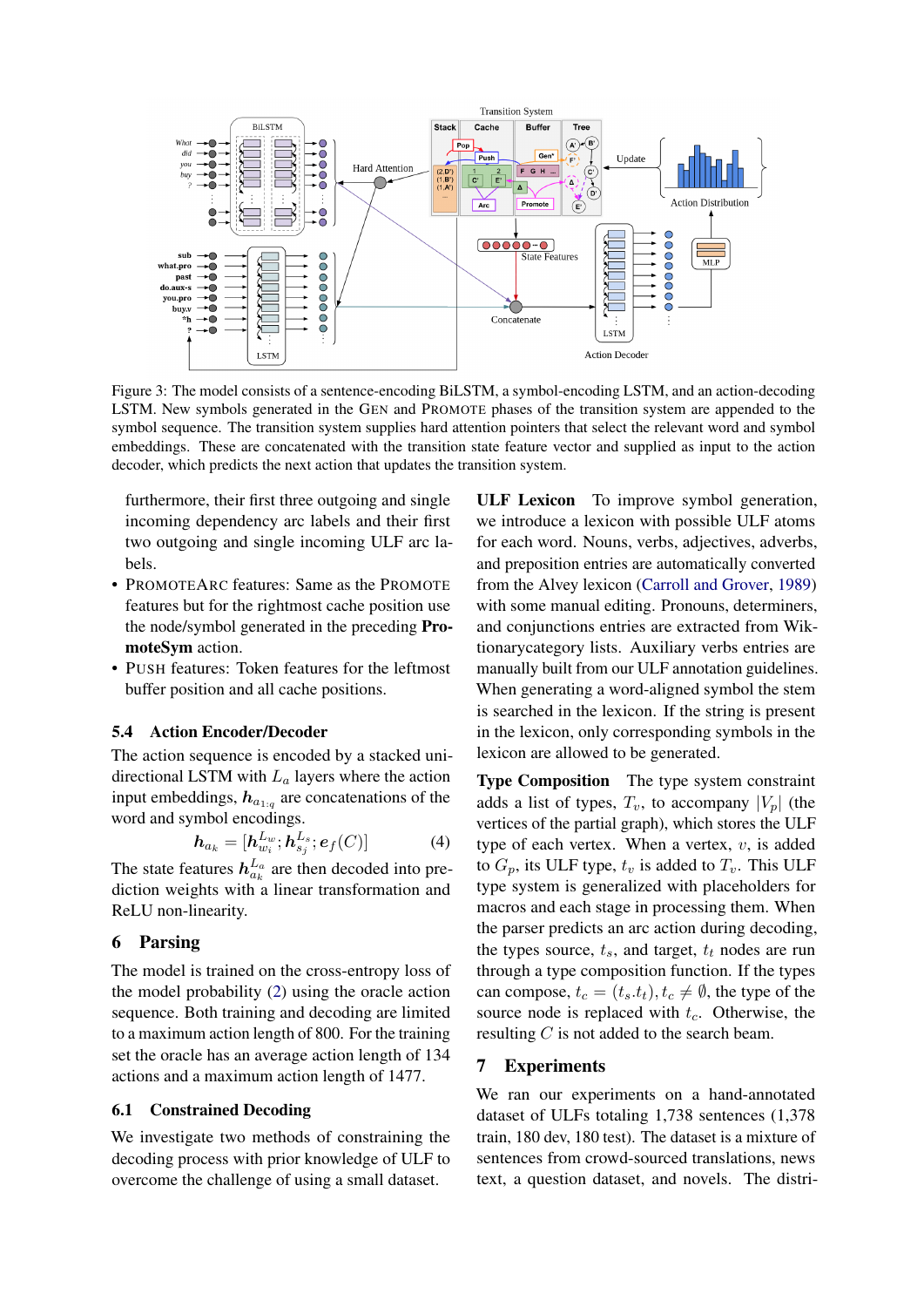Figure 3: The model consists of a sentence-encoding BiLSTM, a symbol-encoding LSTM, and an action-decoding LSTM. New symbols generated in the GEN and PROMOTE phases of the transition system are appended to the symbol sequence. The transition system supplies hard attention pointers that select the relevant word and symbol embeddings. These are concatenated with the transition state feature vector and supplied as input to the action decoder, which predicts the next action that updates the transition system.

furthermore, their first three outgoing and single incoming dependency arc labels and their first two outgoing and single incoming ULF arc labels.

- PROMOTEARC features: Same as the PROMOTE features but for the rightmost cache position use the node/symbol generated in the preceding **PromoteSym** action.
- PUSH features: Token features for the leftmost buffer position and all cache positions.

### 5.4 Action Encoder/Decoder

The action sequence is encoded by a stacked unidirectional LSTM with $L_a$ layers where the action input embeddings, $\boldsymbol{h}_{a_{1:q}}$ are concatenations of the word and symbol encodings.

$$\boldsymbol{h}_{a_k} = [\boldsymbol{h}^{L_w}_{w_i}; \boldsymbol{h}^{L_s}_{s_j}; \boldsymbol{e}_f(C)] \quad (4)$$

The state features $\boldsymbol{h}^{L_a}_{a_k}$ are then decoded into prediction weights with a linear transformation and ReLU non-linearity.

## 6 Parsing

The model is trained on the cross-entropy loss of the model probability (2) using the oracle action sequence. Both training and decoding are limited to a maximum action length of 800. For the training set the oracle has an average action length of 134 actions and a maximum action length of 1477.

### 6.1 Constrained Decoding

We investigate two methods of constraining the decoding process with prior knowledge of ULF to overcome the challenge of using a small dataset.

**ULF Lexicon** To improve symbol generation, we introduce a lexicon with possible ULF atoms for each word. Nouns, verbs, adjectives, adverbs, and preposition entries are automatically converted from the Alvey lexicon (Carroll and Grover, 1989) with some manual editing. Pronouns, determiners, and conjunctions entries are extracted from Wiktionarycategory lists. Auxiliary verbs entries are manually built from our ULF annotation guidelines. When generating a word-aligned symbol the stem is searched in the lexicon. If the string is present in the lexicon, only corresponding symbols in the lexicon are allowed to be generated.

**Type Composition** The type system constraint adds a list of types, $T_v$, to accompany $|V_p|$ (the vertices of the partial graph), which stores the ULF type of each vertex. When a vertex, $v$, is added to $G_p$, its ULF type, $t_v$ is added to $T_v$. This ULF type system is generalized with placeholders for macros and each stage in processing them. When the parser predicts an arc action during decoding, the types source, $t_s$, and target, $t_t$ nodes are run through a type composition function. If the types can compose, $t_c = (t_s.t_t), t_c \neq \emptyset$, the type of the source node is replaced with $t_c$. Otherwise, the resulting $C$ is not added to the search beam.

## 7 Experiments

We ran our experiments on a hand-annotated dataset of ULFs totaling 1,738 sentences (1,378 train, 180 dev, 180 test). The dataset is a mixture of sentences from crowd-sourced translations, news text, a question dataset, and novels. The distri-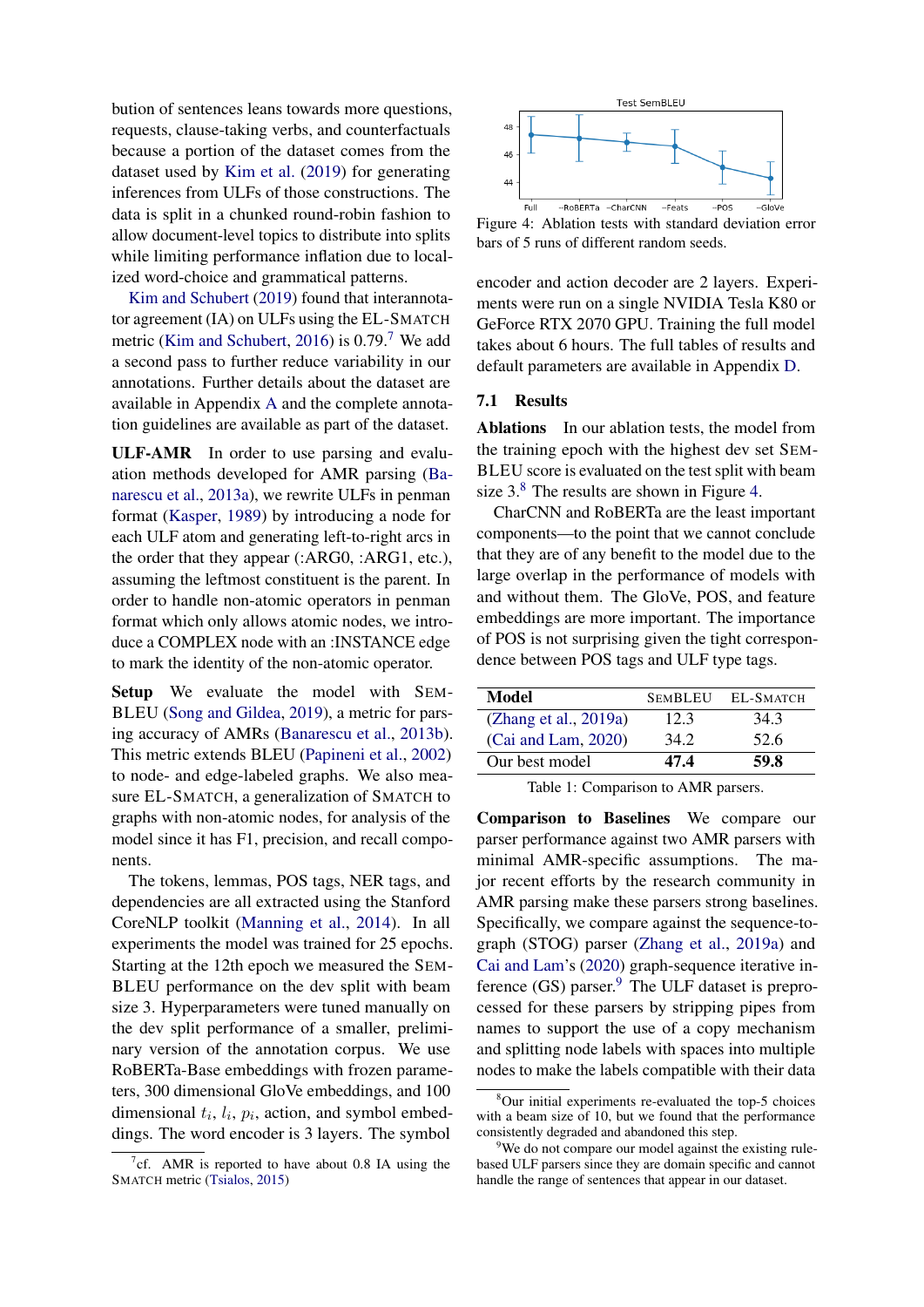bution of sentences leans towards more questions, requests, clause-taking verbs, and counterfactuals because a portion of the dataset comes from the dataset used by Kim et al. (2019) for generating inferences from ULFs of those constructions. The data is split in a chunked round-robin fashion to allow document-level topics to distribute into splits while limiting performance inflation due to localized word-choice and grammatical patterns.

Kim and Schubert (2019) found that interannotator agreement (IA) on ULFs using the EL-SMATCH metric (Kim and Schubert, 2016) is 0.79.[7] We add a second pass to further reduce variability in our annotations. Further details about the dataset are available in Appendix A and the complete annotation guidelines are available as part of the dataset.

**ULF-AMR** In order to use parsing and evaluation methods developed for AMR parsing (Banarescu et al., 2013a), we rewrite ULFs in penman format (Kasper, 1989) by introducing a node for each ULF atom and generating left-to-right arcs in the order that they appear (:ARG0, :ARG1, etc.), assuming the leftmost constituent is the parent. In order to handle non-atomic operators in penman format which only allows atomic nodes, we introduce a COMPLEX node with an :INSTANCE edge to mark the identity of the non-atomic operator.

**Setup** We evaluate the model with SEMBLEU (Song and Gildea, 2019), a metric for parsing accuracy of AMRs (Banarescu et al., 2013b). This metric extends BLEU (Papineni et al., 2002) to node- and edge-labeled graphs. We also measure EL-SMATCH, a generalization of SMATCH to graphs with non-atomic nodes, for analysis of the model since it has F1, precision, and recall components.

The tokens, lemmas, POS tags, NER tags, and dependencies are all extracted using the Stanford CoreNLP toolkit (Manning et al., 2014). In all experiments the model was trained for 25 epochs. Starting at the 12th epoch we measured the SEMBLEU performance on the dev split with beam size 3. Hyperparameters were tuned manually on the dev split performance of a smaller, preliminary version of the annotation corpus. We use RoBERTa-Base embeddings with frozen parameters, 300 dimensional GloVe embeddings, and 100 dimensional $t_i$, $l_i$, $p_i$, action, and symbol embeddings. The word encoder is 3 layers. The symbol encoder and action decoder are 2 layers. Experiments were run on a single NVIDIA Tesla K80 or GeForce RTX 2070 GPU. Training the full model takes about 6 hours. The full tables of results and default parameters are available in Appendix D.

Figure 4: Ablation tests with standard deviation error bars of 5 runs of different random seeds.

## 7.1 Results

**Ablations** In our ablation tests, the model from the training epoch with the highest dev set SEMBLEU score is evaluated on the test split with beam size 3.[8] The results are shown in Figure 4.

CharCNN and RoBERTa are the least important components—to the point that we cannot conclude that they are of any benefit to the model due to the large overlap in the performance of models with and without them. The GloVe, POS, and feature embeddings are more important. The importance of POS is not surprising given the tight correspondence between POS tags and ULF type tags.

| Model | SEMBLEU | EL-SMATCH |
|---|---|---|
| (Zhang et al., 2019a) | 12.3 | 34.3 |
| (Cai and Lam, 2020) | 34.2 | 52.6 |
| Our best model | **47.4** | **59.8** |

Table 1: Comparison to AMR parsers.

**Comparison to Baselines** We compare our parser performance against two AMR parsers with minimal AMR-specific assumptions. The major recent efforts by the research community in AMR parsing make these parsers strong baselines. Specifically, we compare against the sequence-to-graph (STOG) parser (Zhang et al., 2019a) and Cai and Lam's (2020) graph-sequence iterative inference (GS) parser.[9] The ULF dataset is preprocessed for these parsers by stripping pipes from names to support the use of a copy mechanism and splitting node labels with spaces into multiple nodes to make the labels compatible with their data

[7] cf. AMR is reported to have about 0.8 IA using the SMATCH metric (Tsialos, 2015)

[8] Our initial experiments re-evaluated the top-5 choices with a beam size of 10, but we found that the performance consistently degraded and abandoned this step.

[9] We do not compare our model against the existing rule-based ULF parsers since they are domain specific and cannot handle the range of sentences that appear in our dataset.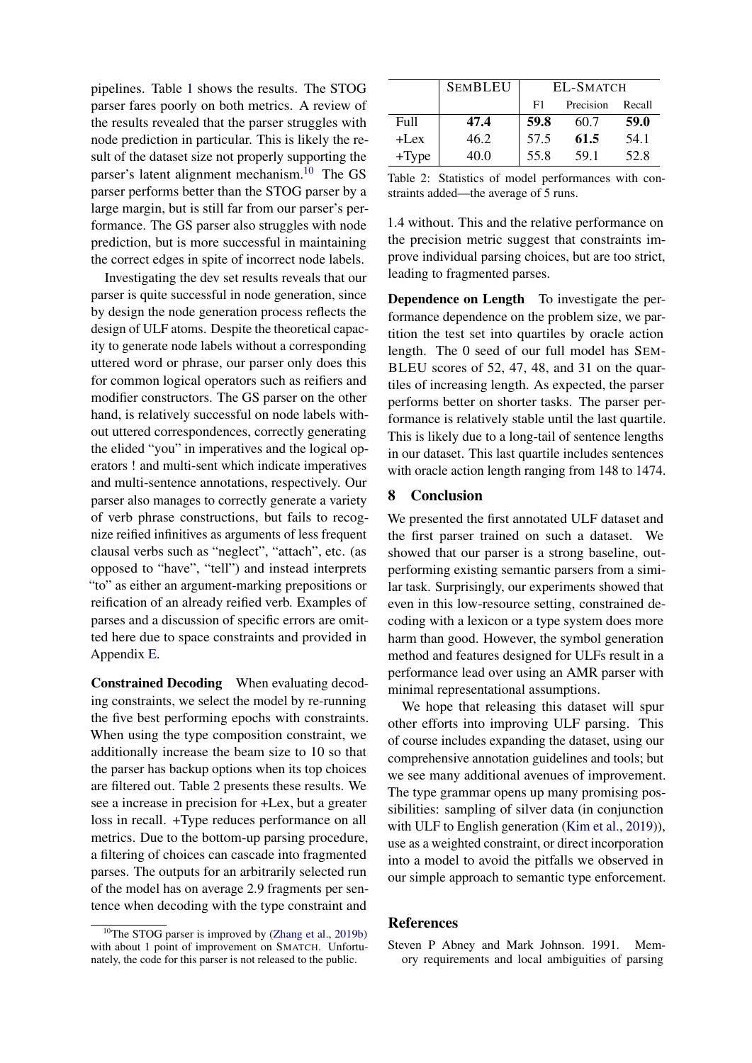pipelines. Table 1 shows the results. The STOG parser fares poorly on both metrics. A review of the results revealed that the parser struggles with node prediction in particular. This is likely the result of the dataset size not properly supporting the parser's latent alignment mechanism.[10] The GS parser performs better than the STOG parser by a large margin, but is still far from our parser's performance. The GS parser also struggles with node prediction, but is more successful in maintaining the correct edges in spite of incorrect node labels.

Investigating the dev set results reveals that our parser is quite successful in node generation, since by design the node generation process reflects the design of ULF atoms. Despite the theoretical capacity to generate node labels without a corresponding uttered word or phrase, our parser only does this for common logical operators such as reifiers and modifier constructors. The GS parser on the other hand, is relatively successful on node labels without uttered correspondences, correctly generating the elided "you" in imperatives and the logical operators ! and multi-sent which indicate imperatives and multi-sentence annotations, respectively. Our parser also manages to correctly generate a variety of verb phrase constructions, but fails to recognize reified infinitives as arguments of less frequent clausal verbs such as "neglect", "attach", etc. (as opposed to "have", "tell") and instead interprets "to" as either an argument-marking prepositions or reification of an already reified verb. Examples of parses and a discussion of specific errors are omitted here due to space constraints and provided in Appendix E.

**Constrained Decoding** When evaluating decoding constraints, we select the model by re-running the five best performing epochs with constraints. When using the type composition constraint, we additionally increase the beam size to 10 so that the parser has backup options when its top choices are filtered out. Table 2 presents these results. We see a increase in precision for +Lex, but a greater loss in recall. +Type reduces performance on all metrics. Due to the bottom-up parsing procedure, a filtering of choices can cascade into fragmented parses. The outputs for an arbitrarily selected run of the model has on average 2.9 fragments per sentence when decoding with the type constraint and 1.4 without. This and the relative performance on the precision metric suggest that constraints improve individual parsing choices, but are too strict, leading to fragmented parses.

| | SEMBLEU | EL-SMATCH | | |
|---|---|---|---|---|
| | | F1 | Precision | Recall |
| Full | **47.4** | **59.8** | 60.7 | **59.0** |
| +Lex | 46.2 | 57.5 | **61.5** | 54.1 |
| +Type | 40.0 | 55.8 | 59.1 | 52.8 |

Table 2: Statistics of model performances with constraints added—the average of 5 runs.

**Dependence on Length** To investigate the performance dependence on the problem size, we partition the test set into quartiles by oracle action length. The 0 seed of our full model has SEMBLEU scores of 52, 47, 48, and 31 on the quartiles of increasing length. As expected, the parser performs better on shorter tasks. The parser performance is relatively stable until the last quartile. This is likely due to a long-tail of sentence lengths in our dataset. This last quartile includes sentences with oracle action length ranging from 148 to 1474.

## 8 Conclusion

We presented the first annotated ULF dataset and the first parser trained on such a dataset. We showed that our parser is a strong baseline, outperforming existing semantic parsers from a similar task. Surprisingly, our experiments showed that even in this low-resource setting, constrained decoding with a lexicon or a type system does more harm than good. However, the symbol generation method and features designed for ULFs result in a performance lead over using an AMR parser with minimal representational assumptions.

We hope that releasing this dataset will spur other efforts into improving ULF parsing. This of course includes expanding the dataset, using our comprehensive annotation guidelines and tools; but we see many additional avenues of improvement. The type grammar opens up many promising possibilities: sampling of silver data (in conjunction with ULF to English generation (Kim et al., 2019)), use as a weighted constraint, or direct incorporation into a model to avoid the pitfalls we observed in our simple approach to semantic type enforcement.

## References

Steven P Abney and Mark Johnson. 1991. Memory requirements and local ambiguities of parsing

[10]The STOG parser is improved by (Zhang et al., 2019b) with about 1 point of improvement on SMATCH. Unfortunately, the code for this parser is not released to the public.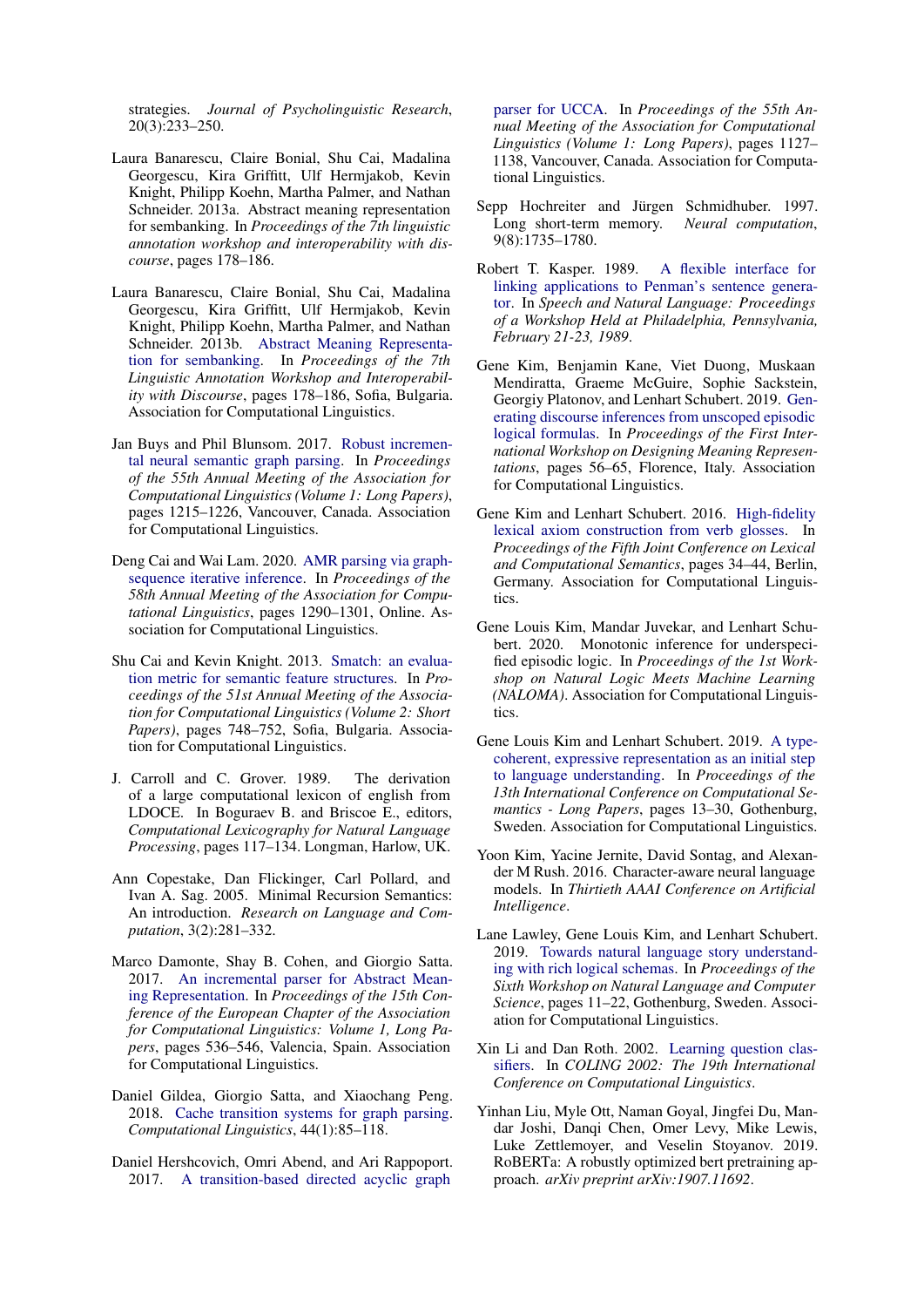strategies. *Journal of Psycholinguistic Research*, 20(3):233–250.

Laura Banarescu, Claire Bonial, Shu Cai, Madalina Georgescu, Kira Griffitt, Ulf Hermjakob, Kevin Knight, Philipp Koehn, Martha Palmer, and Nathan Schneider. 2013a. Abstract meaning representation for sembanking. In *Proceedings of the 7th linguistic annotation workshop and interoperability with discourse*, pages 178–186.

Laura Banarescu, Claire Bonial, Shu Cai, Madalina Georgescu, Kira Griffitt, Ulf Hermjakob, Kevin Knight, Philipp Koehn, Martha Palmer, and Nathan Schneider. 2013b. Abstract Meaning Representation for sembanking. In *Proceedings of the 7th Linguistic Annotation Workshop and Interoperability with Discourse*, pages 178–186, Sofia, Bulgaria. Association for Computational Linguistics.

Jan Buys and Phil Blunsom. 2017. Robust incremental neural semantic graph parsing. In *Proceedings of the 55th Annual Meeting of the Association for Computational Linguistics (Volume 1: Long Papers)*, pages 1215–1226, Vancouver, Canada. Association for Computational Linguistics.

Deng Cai and Wai Lam. 2020. AMR parsing via graph-sequence iterative inference. In *Proceedings of the 58th Annual Meeting of the Association for Computational Linguistics*, pages 1290–1301, Online. Association for Computational Linguistics.

Shu Cai and Kevin Knight. 2013. Smatch: an evaluation metric for semantic feature structures. In *Proceedings of the 51st Annual Meeting of the Association for Computational Linguistics (Volume 2: Short Papers)*, pages 748–752, Sofia, Bulgaria. Association for Computational Linguistics.

J. Carroll and C. Grover. 1989. The derivation of a large computational lexicon of english from LDOCE. In Boguraev B. and Briscoe E., editors, *Computational Lexicography for Natural Language Processing*, pages 117–134. Longman, Harlow, UK.

Ann Copestake, Dan Flickinger, Carl Pollard, and Ivan A. Sag. 2005. Minimal Recursion Semantics: An introduction. *Research on Language and Computation*, 3(2):281–332.

Marco Damonte, Shay B. Cohen, and Giorgio Satta. 2017. An incremental parser for Abstract Meaning Representation. In *Proceedings of the 15th Conference of the European Chapter of the Association for Computational Linguistics: Volume 1, Long Papers*, pages 536–546, Valencia, Spain. Association for Computational Linguistics.

Daniel Gildea, Giorgio Satta, and Xiaochang Peng. 2018. Cache transition systems for graph parsing. *Computational Linguistics*, 44(1):85–118.

Daniel Hershcovich, Omri Abend, and Ari Rappoport. 2017. A transition-based directed acyclic graph parser for UCCA. In *Proceedings of the 55th Annual Meeting of the Association for Computational Linguistics (Volume 1: Long Papers)*, pages 1127–1138, Vancouver, Canada. Association for Computational Linguistics.

Sepp Hochreiter and Jürgen Schmidhuber. 1997. Long short-term memory. *Neural computation*, 9(8):1735–1780.

Robert T. Kasper. 1989. A flexible interface for linking applications to Penman's sentence generator. In *Speech and Natural Language: Proceedings of a Workshop Held at Philadelphia, Pennsylvania, February 21-23, 1989*.

Gene Kim, Benjamin Kane, Viet Duong, Muskaan Mendiratta, Graeme McGuire, Sophie Sackstein, Georgiy Platonov, and Lenhart Schubert. 2019. Generating discourse inferences from unscoped episodic logical formulas. In *Proceedings of the First International Workshop on Designing Meaning Representations*, pages 56–65, Florence, Italy. Association for Computational Linguistics.

Gene Kim and Lenhart Schubert. 2016. High-fidelity lexical axiom construction from verb glosses. In *Proceedings of the Fifth Joint Conference on Lexical and Computational Semantics*, pages 34–44, Berlin, Germany. Association for Computational Linguistics.

Gene Louis Kim, Mandar Juvekar, and Lenhart Schubert. 2020. Monotonic inference for underspecified episodic logic. In *Proceedings of the 1st Workshop on Natural Logic Meets Machine Learning (NALOMA)*. Association for Computational Linguistics.

Gene Louis Kim and Lenhart Schubert. 2019. A type-coherent, expressive representation as an initial step to language understanding. In *Proceedings of the 13th International Conference on Computational Semantics - Long Papers*, pages 13–30, Gothenburg, Sweden. Association for Computational Linguistics.

Yoon Kim, Yacine Jernite, David Sontag, and Alexander M Rush. 2016. Character-aware neural language models. In *Thirtieth AAAI Conference on Artificial Intelligence*.

Lane Lawley, Gene Louis Kim, and Lenhart Schubert. 2019. Towards natural language story understanding with rich logical schemas. In *Proceedings of the Sixth Workshop on Natural Language and Computer Science*, pages 11–22, Gothenburg, Sweden. Association for Computational Linguistics.

Xin Li and Dan Roth. 2002. Learning question classifiers. In *COLING 2002: The 19th International Conference on Computational Linguistics*.

Yinhan Liu, Myle Ott, Naman Goyal, Jingfei Du, Mandar Joshi, Danqi Chen, Omer Levy, Mike Lewis, Luke Zettlemoyer, and Veselin Stoyanov. 2019. RoBERTa: A robustly optimized bert pretraining approach. *arXiv preprint arXiv:1907.11692*.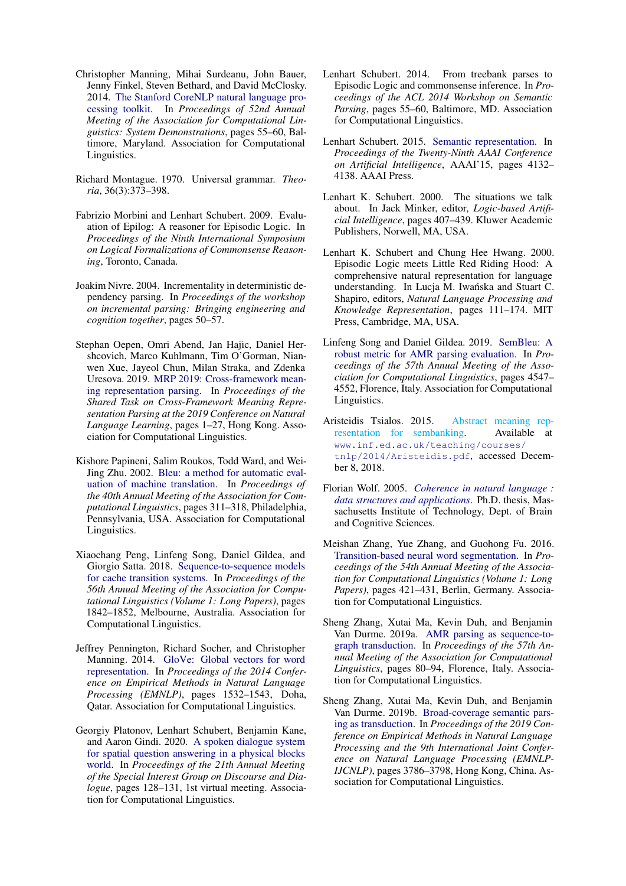Christopher Manning, Mihai Surdeanu, John Bauer, Jenny Finkel, Steven Bethard, and David McClosky. 2014. The Stanford CoreNLP natural language processing toolkit. In *Proceedings of 52nd Annual Meeting of the Association for Computational Linguistics: System Demonstrations*, pages 55–60, Baltimore, Maryland. Association for Computational Linguistics.

Richard Montague. 1970. Universal grammar. *Theoria*, 36(3):373–398.

Fabrizio Morbini and Lenhart Schubert. 2009. Evaluation of Epilog: A reasoner for Episodic Logic. In *Proceedings of the Ninth International Symposium on Logical Formalizations of Commonsense Reasoning*, Toronto, Canada.

Joakim Nivre. 2004. Incrementality in deterministic dependency parsing. In *Proceedings of the workshop on incremental parsing: Bringing engineering and cognition together*, pages 50–57.

Stephan Oepen, Omri Abend, Jan Hajic, Daniel Hershcovich, Marco Kuhlmann, Tim O'Gorman, Nianwen Xue, Jayeol Chun, Milan Straka, and Zdenka Uresova. 2019. MRP 2019: Cross-framework meaning representation parsing. In *Proceedings of the Shared Task on Cross-Framework Meaning Representation Parsing at the 2019 Conference on Natural Language Learning*, pages 1–27, Hong Kong. Association for Computational Linguistics.

Kishore Papineni, Salim Roukos, Todd Ward, and Wei-Jing Zhu. 2002. Bleu: a method for automatic evaluation of machine translation. In *Proceedings of the 40th Annual Meeting of the Association for Computational Linguistics*, pages 311–318, Philadelphia, Pennsylvania, USA. Association for Computational Linguistics.

Xiaochang Peng, Linfeng Song, Daniel Gildea, and Giorgio Satta. 2018. Sequence-to-sequence models for cache transition systems. In *Proceedings of the 56th Annual Meeting of the Association for Computational Linguistics (Volume 1: Long Papers)*, pages 1842–1852, Melbourne, Australia. Association for Computational Linguistics.

Jeffrey Pennington, Richard Socher, and Christopher Manning. 2014. GloVe: Global vectors for word representation. In *Proceedings of the 2014 Conference on Empirical Methods in Natural Language Processing (EMNLP)*, pages 1532–1543, Doha, Qatar. Association for Computational Linguistics.

Georgiy Platonov, Lenhart Schubert, Benjamin Kane, and Aaron Gindi. 2020. A spoken dialogue system for spatial question answering in a physical blocks world. In *Proceedings of the 21th Annual Meeting of the Special Interest Group on Discourse and Dialogue*, pages 128–131, 1st virtual meeting. Association for Computational Linguistics.

Lenhart Schubert. 2014. From treebank parses to Episodic Logic and commonsense inference. In *Proceedings of the ACL 2014 Workshop on Semantic Parsing*, pages 55–60, Baltimore, MD. Association for Computational Linguistics.

Lenhart Schubert. 2015. Semantic representation. In *Proceedings of the Twenty-Ninth AAAI Conference on Artificial Intelligence*, AAAI'15, pages 4132–4138. AAAI Press.

Lenhart K. Schubert. 2000. The situations we talk about. In Jack Minker, editor, *Logic-based Artificial Intelligence*, pages 407–439. Kluwer Academic Publishers, Norwell, MA, USA.

Lenhart K. Schubert and Chung Hee Hwang. 2000. Episodic Logic meets Little Red Riding Hood: A comprehensive natural representation for language understanding. In Lucja M. Iwańska and Stuart C. Shapiro, editors, *Natural Language Processing and Knowledge Representation*, pages 111–174. MIT Press, Cambridge, MA, USA.

Linfeng Song and Daniel Gildea. 2019. SemBleu: A robust metric for AMR parsing evaluation. In *Proceedings of the 57th Annual Meeting of the Association for Computational Linguistics*, pages 4547–4552, Florence, Italy. Association for Computational Linguistics.

Aristeidis Tsialos. 2015. Abstract meaning representation for sembanking. Available at `www.inf.ed.ac.uk/teaching/courses/tnlp/2014/Aristeidis.pdf`, accessed December 8, 2018.

Florian Wolf. 2005. *Coherence in natural language : data structures and applications*. Ph.D. thesis, Massachusetts Institute of Technology, Dept. of Brain and Cognitive Sciences.

Meishan Zhang, Yue Zhang, and Guohong Fu. 2016. Transition-based neural word segmentation. In *Proceedings of the 54th Annual Meeting of the Association for Computational Linguistics (Volume 1: Long Papers)*, pages 421–431, Berlin, Germany. Association for Computational Linguistics.

Sheng Zhang, Xutai Ma, Kevin Duh, and Benjamin Van Durme. 2019a. AMR parsing as sequence-to-graph transduction. In *Proceedings of the 57th Annual Meeting of the Association for Computational Linguistics*, pages 80–94, Florence, Italy. Association for Computational Linguistics.

Sheng Zhang, Xutai Ma, Kevin Duh, and Benjamin Van Durme. 2019b. Broad-coverage semantic parsing as transduction. In *Proceedings of the 2019 Conference on Empirical Methods in Natural Language Processing and the 9th International Joint Conference on Natural Language Processing (EMNLP-IJCNLP)*, pages 3786–3798, Hong Kong, China. Association for Computational Linguistics.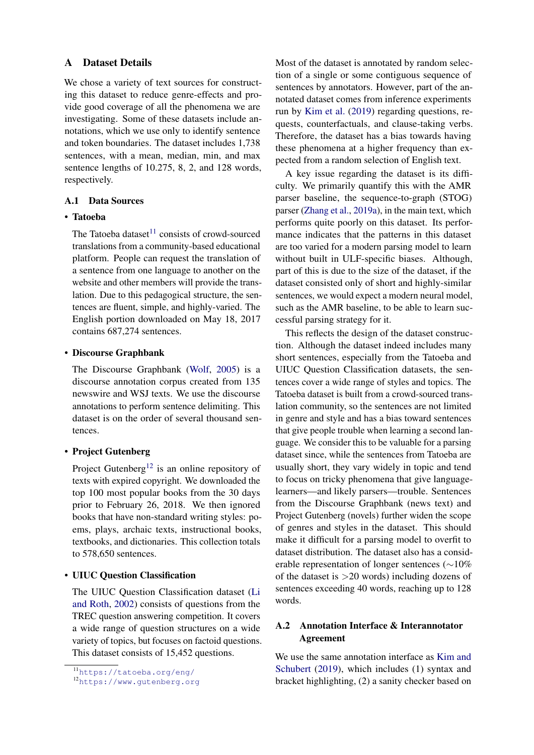## A Dataset Details

We chose a variety of text sources for constructing this dataset to reduce genre-effects and provide good coverage of all the phenomena we are investigating. Some of these datasets include annotations, which we use only to identify sentence and token boundaries. The dataset includes 1,738 sentences, with a mean, median, min, and max sentence lengths of 10.275, 8, 2, and 128 words, respectively.

### A.1 Data Sources

- **Tatoeba**

  The Tatoeba dataset[11] consists of crowd-sourced translations from a community-based educational platform. People can request the translation of a sentence from one language to another on the website and other members will provide the translation. Due to this pedagogical structure, the sentences are fluent, simple, and highly-varied. The English portion downloaded on May 18, 2017 contains 687,274 sentences.

- **Discourse Graphbank**

  The Discourse Graphbank (Wolf, 2005) is a discourse annotation corpus created from 135 newswire and WSJ texts. We use the discourse annotations to perform sentence delimiting. This dataset is on the order of several thousand sentences.

- **Project Gutenberg**

  Project Gutenberg[12] is an online repository of texts with expired copyright. We downloaded the top 100 most popular books from the 30 days prior to February 26, 2018. We then ignored books that have non-standard writing styles: poems, plays, archaic texts, instructional books, textbooks, and dictionaries. This collection totals to 578,650 sentences.

- **UIUC Question Classification**

  The UIUC Question Classification dataset (Li and Roth, 2002) consists of questions from the TREC question answering competition. It covers a wide range of question structures on a wide variety of topics, but focuses on factoid questions. This dataset consists of 15,452 questions.

[11] https://tatoeba.org/eng/

[12] https://www.gutenberg.org

Most of the dataset is annotated by random selection of a single or some contiguous sequence of sentences by annotators. However, part of the annotated dataset comes from inference experiments run by Kim et al. (2019) regarding questions, requests, counterfactuals, and clause-taking verbs. Therefore, the dataset has a bias towards having these phenomena at a higher frequency than expected from a random selection of English text.

A key issue regarding the dataset is its difficulty. We primarily quantify this with the AMR parser baseline, the sequence-to-graph (STOG) parser (Zhang et al., 2019a), in the main text, which performs quite poorly on this dataset. Its performance indicates that the patterns in this dataset are too varied for a modern parsing model to learn without built in ULF-specific biases. Although, part of this is due to the size of the dataset, if the dataset consisted only of short and highly-similar sentences, we would expect a modern neural model, such as the AMR baseline, to be able to learn successful parsing strategy for it.

This reflects the design of the dataset construction. Although the dataset indeed includes many short sentences, especially from the Tatoeba and UIUC Question Classification datasets, the sentences cover a wide range of styles and topics. The Tatoeba dataset is built from a crowd-sourced translation community, so the sentences are not limited in genre and style and has a bias toward sentences that give people trouble when learning a second language. We consider this to be valuable for a parsing dataset since, while the sentences from Tatoeba are usually short, they vary widely in topic and tend to focus on tricky phenomena that give language-learners—and likely parsers—trouble. Sentences from the Discourse Graphbank (news text) and Project Gutenberg (novels) further widen the scope of genres and styles in the dataset. This should make it difficult for a parsing model to overfit to dataset distribution. The dataset also has a considerable representation of longer sentences ($\sim$10% of the dataset is $>$20 words) including dozens of sentences exceeding 40 words, reaching up to 128 words.

### A.2 Annotation Interface & Interannotator Agreement

We use the same annotation interface as Kim and Schubert (2019), which includes (1) syntax and bracket highlighting, (2) a sanity checker based on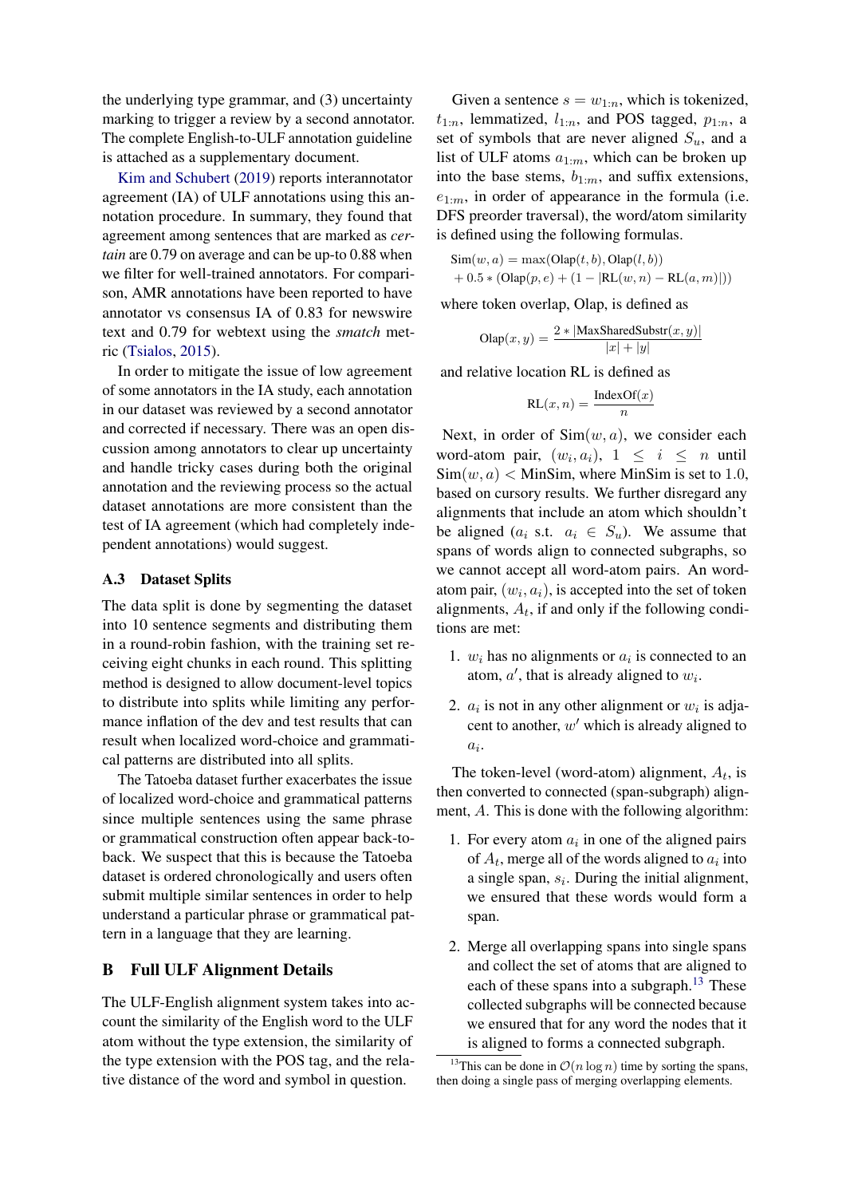the underlying type grammar, and (3) uncertainty marking to trigger a review by a second annotator. The complete English-to-ULF annotation guideline is attached as a supplementary document.

Kim and Schubert (2019) reports interannotator agreement (IA) of ULF annotations using this annotation procedure. In summary, they found that agreement among sentences that are marked as *certain* are 0.79 on average and can be up-to 0.88 when we filter for well-trained annotators. For comparison, AMR annotations have been reported to have annotator vs consensus IA of 0.83 for newswire text and 0.79 for webtext using the *smatch* metric (Tsialos, 2015).

In order to mitigate the issue of low agreement of some annotators in the IA study, each annotation in our dataset was reviewed by a second annotator and corrected if necessary. There was an open discussion among annotators to clear up uncertainty and handle tricky cases during both the original annotation and the reviewing process so the actual dataset annotations are more consistent than the test of IA agreement (which had completely independent annotations) would suggest.

### A.3 Dataset Splits

The data split is done by segmenting the dataset into 10 sentence segments and distributing them in a round-robin fashion, with the training set receiving eight chunks in each round. This splitting method is designed to allow document-level topics to distribute into splits while limiting any performance inflation of the dev and test results that can result when localized word-choice and grammatical patterns are distributed into all splits.

The Tatoeba dataset further exacerbates the issue of localized word-choice and grammatical patterns since multiple sentences using the same phrase or grammatical construction often appear back-to-back. We suspect that this is because the Tatoeba dataset is ordered chronologically and users often submit multiple similar sentences in order to help understand a particular phrase or grammatical pattern in a language that they are learning.

## B Full ULF Alignment Details

The ULF-English alignment system takes into account the similarity of the English word to the ULF atom without the type extension, the similarity of the type extension with the POS tag, and the relative distance of the word and symbol in question.

Given a sentence $s = w_{1:n}$, which is tokenized, $t_{1:n}$, lemmatized, $l_{1:n}$, and POS tagged, $p_{1:n}$, a set of symbols that are never aligned $S_u$, and a list of ULF atoms $a_{1:m}$, which can be broken up into the base stems, $b_{1:m}$, and suffix extensions, $e_{1:m}$, in order of appearance in the formula (i.e. DFS preorder traversal), the word/atom similarity is defined using the following formulas.

$$\begin{aligned}\mathrm{Sim}(w,a) &= \max(\mathrm{Olap}(t,b), \mathrm{Olap}(l,b)) \\ &+ 0.5 * (\mathrm{Olap}(p,e) + (1 - |\mathrm{RL}(w,n) - \mathrm{RL}(a,m)|))\end{aligned}$$

where token overlap, Olap, is defined as

$$\mathrm{Olap}(x,y) = \frac{2 * |\mathrm{MaxSharedSubstr}(x,y)|}{|x| + |y|}$$

and relative location RL is defined as

$$\mathrm{RL}(x,n) = \frac{\mathrm{IndexOf}(x)}{n}$$

Next, in order of $\mathrm{Sim}(w,a)$, we consider each word-atom pair, $(w_i, a_i)$, $1 \le i \le n$ until $\mathrm{Sim}(w,a) < \mathrm{MinSim}$, where MinSim is set to $1.0$, based on cursory results. We further disregard any alignments that include an atom which shouldn't be aligned ($a_i$ s.t. $a_i \in S_u$). We assume that spans of words align to connected subgraphs, so we cannot accept all word-atom pairs. An word-atom pair, $(w_i, a_i)$, is accepted into the set of token alignments, $A_t$, if and only if the following conditions are met:

1. $w_i$ has no alignments or $a_i$ is connected to an atom, $a'$, that is already aligned to $w_i$.
2. $a_i$ is not in any other alignment or $w_i$ is adjacent to another, $w'$ which is already aligned to $a_i$.

The token-level (word-atom) alignment, $A_t$, is then converted to connected (span-subgraph) alignment, $A$. This is done with the following algorithm:

1. For every atom $a_i$ in one of the aligned pairs of $A_t$, merge all of the words aligned to $a_i$ into a single span, $s_i$. During the initial alignment, we ensured that these words would form a span.
2. Merge all overlapping spans into single spans and collect the set of atoms that are aligned to each of these spans into a subgraph.[13] These collected subgraphs will be connected because we ensured that for any word the nodes that it is aligned to forms a connected subgraph.

[13] This can be done in $\mathcal{O}(n \log n)$ time by sorting the spans, then doing a single pass of merging overlapping elements.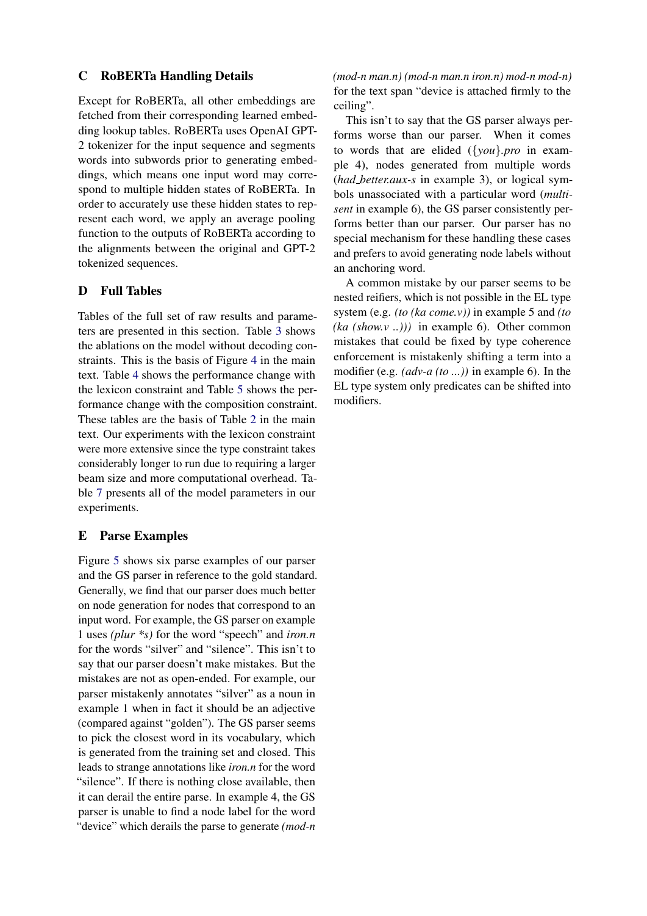## C RoBERTa Handling Details

Except for RoBERTa, all other embeddings are fetched from their corresponding learned embedding lookup tables. RoBERTa uses OpenAI GPT-2 tokenizer for the input sequence and segments words into subwords prior to generating embeddings, which means one input word may correspond to multiple hidden states of RoBERTa. In order to accurately use these hidden states to represent each word, we apply an average pooling function to the outputs of RoBERTa according to the alignments between the original and GPT-2 tokenized sequences.

## D Full Tables

Tables of the full set of raw results and parameters are presented in this section. Table 3 shows the ablations on the model without decoding constraints. This is the basis of Figure 4 in the main text. Table 4 shows the performance change with the lexicon constraint and Table 5 shows the performance change with the composition constraint. These tables are the basis of Table 2 in the main text. Our experiments with the lexicon constraint were more extensive since the type constraint takes considerably longer to run due to requiring a larger beam size and more computational overhead. Table 7 presents all of the model parameters in our experiments.

## E Parse Examples

Figure 5 shows six parse examples of our parser and the GS parser in reference to the gold standard. Generally, we find that our parser does much better on node generation for nodes that correspond to an input word. For example, the GS parser on example 1 uses *(plur *s)* for the word "speech" and *iron.n* for the words "silver" and "silence". This isn't to say that our parser doesn't make mistakes. But the mistakes are not as open-ended. For example, our parser mistakenly annotates "silver" as a noun in example 1 when in fact it should be an adjective (compared against "golden"). The GS parser seems to pick the closest word in its vocabulary, which is generated from the training set and closed. This leads to strange annotations like *iron.n* for the word "silence". If there is nothing close available, then it can derail the entire parse. In example 4, the GS parser is unable to find a node label for the word "device" which derails the parse to generate *(mod-n (mod-n man.n) (mod-n man.n iron.n) mod-n mod-n)* for the text span "device is attached firmly to the ceiling".

This isn't to say that the GS parser always performs worse than our parser. When it comes to words that are elided (*{you}.pro* in example 4), nodes generated from multiple words (*had_better.aux-s* in example 3), or logical symbols unassociated with a particular word (*multi-sent* in example 6), the GS parser consistently performs better than our parser. Our parser has no special mechanism for these handling these cases and prefers to avoid generating node labels without an anchoring word.

A common mistake by our parser seems to be nested reifiers, which is not possible in the EL type system (e.g. *(to (ka come.v))* in example 5 and *(to (ka (show.v ..)))* in example 6). Other common mistakes that could be fixed by type coherence enforcement is mistakenly shifting a term into a modifier (e.g. *(adv-a (to ...))* in example 6). In the EL type system only predicates can be shifted into modifiers.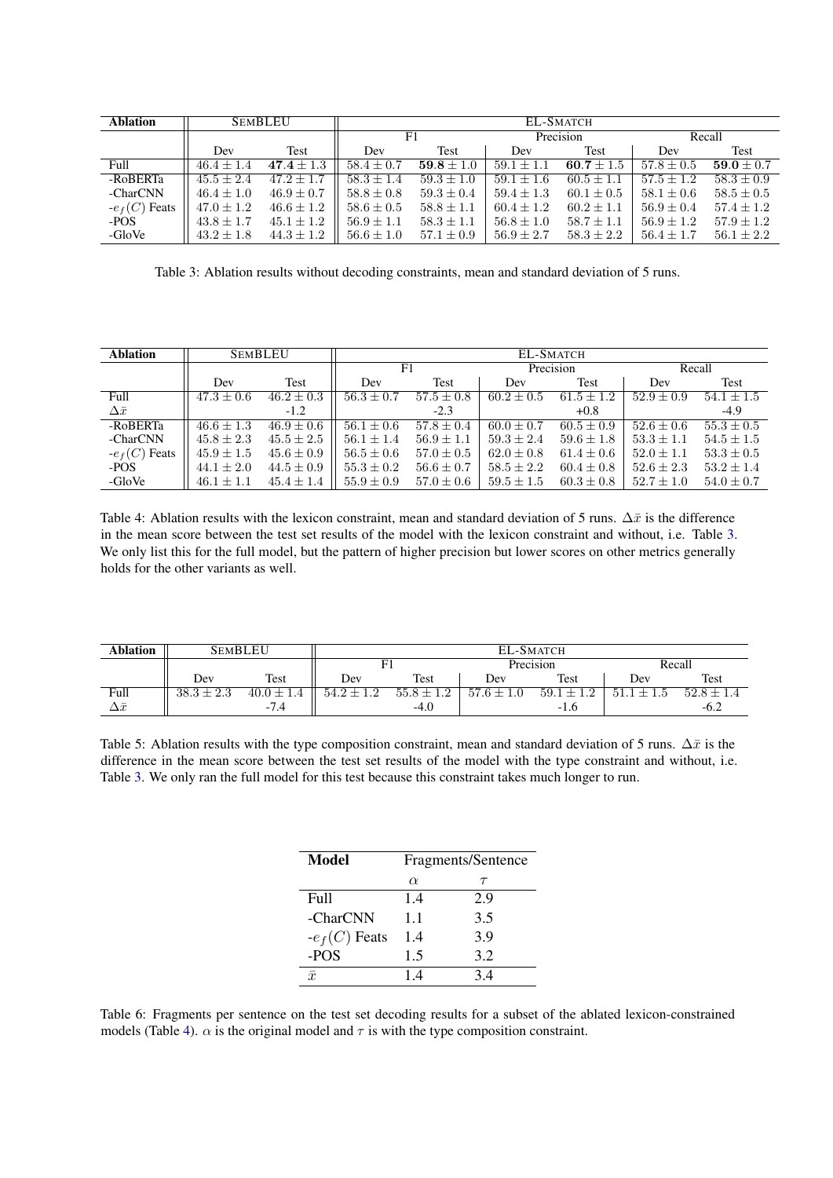| Ablation | SemBLEU | | EL-Smatch | | | | | |
|---|---|---|---|---|---|---|---|---|
| | | | F1 | | Precision | | Recall | |
| | Dev | Test | Dev | Test | Dev | Test | Dev | Test |
| Full | $46.4 \pm 1.4$ | $\mathbf{47.4} \pm 1.3$ | $58.4 \pm 0.7$ | $\mathbf{59.8} \pm 1.0$ | $59.1 \pm 1.1$ | $\mathbf{60.7} \pm 1.5$ | $57.8 \pm 0.5$ | $\mathbf{59.0} \pm 0.7$ |
| -RoBERTa | $45.5 \pm 2.4$ | $47.2 \pm 1.7$ | $58.3 \pm 1.4$ | $59.3 \pm 1.0$ | $59.1 \pm 1.6$ | $60.5 \pm 1.1$ | $57.5 \pm 1.2$ | $58.3 \pm 0.9$ |
| -CharCNN | $46.4 \pm 1.0$ | $46.9 \pm 0.7$ | $58.8 \pm 0.8$ | $59.3 \pm 0.4$ | $59.4 \pm 1.3$ | $60.1 \pm 0.5$ | $58.1 \pm 0.6$ | $58.5 \pm 0.5$ |
| -$e_f(C)$ Feats | $47.0 \pm 1.2$ | $46.6 \pm 1.2$ | $58.6 \pm 0.5$ | $58.8 \pm 1.1$ | $60.4 \pm 1.2$ | $60.2 \pm 1.1$ | $56.9 \pm 0.4$ | $57.4 \pm 1.2$ |
| -POS | $43.8 \pm 1.7$ | $45.1 \pm 1.2$ | $56.9 \pm 1.1$ | $58.3 \pm 1.1$ | $56.8 \pm 1.0$ | $58.7 \pm 1.1$ | $56.9 \pm 1.2$ | $57.9 \pm 1.2$ |
| -GloVe | $43.2 \pm 1.8$ | $44.3 \pm 1.2$ | $56.6 \pm 1.0$ | $57.1 \pm 0.9$ | $56.9 \pm 2.7$ | $58.3 \pm 2.2$ | $56.4 \pm 1.7$ | $56.1 \pm 2.2$ |

Table 3: Ablation results without decoding constraints, mean and standard deviation of 5 runs.

| Ablation | SemBLEU | | EL-Smatch | | | | | |
|---|---|---|---|---|---|---|---|---|
| | | | F1 | | Precision | | Recall | |
| | Dev | Test | Dev | Test | Dev | Test | Dev | Test |
| Full | $47.3 \pm 0.6$ | $46.2 \pm 0.3$ | $56.3 \pm 0.7$ | $57.5 \pm 0.8$ | $60.2 \pm 0.5$ | $61.5 \pm 1.2$ | $52.9 \pm 0.9$ | $54.1 \pm 1.5$ |
| $\Delta\bar{x}$ | | -1.2 | | -2.3 | | +0.8 | | -4.9 |
| -RoBERTa | $46.6 \pm 1.3$ | $46.9 \pm 0.6$ | $56.1 \pm 0.6$ | $57.8 \pm 0.4$ | $60.0 \pm 0.7$ | $60.5 \pm 0.9$ | $52.6 \pm 0.6$ | $55.3 \pm 0.5$ |
| -CharCNN | $45.8 \pm 2.3$ | $45.5 \pm 2.5$ | $56.1 \pm 1.4$ | $56.9 \pm 1.1$ | $59.3 \pm 2.4$ | $59.6 \pm 1.8$ | $53.3 \pm 1.1$ | $54.5 \pm 1.5$ |
| -$e_f(C)$ Feats | $45.9 \pm 1.5$ | $45.6 \pm 0.9$ | $56.5 \pm 0.6$ | $57.0 \pm 0.5$ | $62.0 \pm 0.8$ | $61.4 \pm 0.6$ | $52.0 \pm 1.1$ | $53.3 \pm 0.5$ |
| -POS | $44.1 \pm 2.0$ | $44.5 \pm 0.9$ | $55.3 \pm 0.2$ | $56.6 \pm 0.7$ | $58.5 \pm 2.2$ | $60.4 \pm 0.8$ | $52.6 \pm 2.3$ | $53.2 \pm 1.4$ |
| -GloVe | $46.1 \pm 1.1$ | $45.4 \pm 1.4$ | $55.9 \pm 0.9$ | $57.0 \pm 0.6$ | $59.5 \pm 1.5$ | $60.3 \pm 0.8$ | $52.7 \pm 1.0$ | $54.0 \pm 0.7$ |

Table 4: Ablation results with the lexicon constraint, mean and standard deviation of 5 runs. $\Delta\bar{x}$ is the difference in the mean score between the test set results of the model with the lexicon constraint and without, i.e. Table 3. We only list this for the full model, but the pattern of higher precision but lower scores on other metrics generally holds for the other variants as well.

| Ablation | SemBLEU | | EL-Smatch | | | | | |
|---|---|---|---|---|---|---|---|---|
| | | | F1 | | Precision | | Recall | |
| | Dev | Test | Dev | Test | Dev | Test | Dev | Test |
| Full | $38.3 \pm 2.3$ | $40.0 \pm 1.4$ | $54.2 \pm 1.2$ | $55.8 \pm 1.2$ | $57.6 \pm 1.0$ | $59.1 \pm 1.2$ | $51.1 \pm 1.5$ | $52.8 \pm 1.4$ |
| $\Delta\bar{x}$ | | -7.4 | | -4.0 | | -1.6 | | -6.2 |

Table 5: Ablation results with the type composition constraint, mean and standard deviation of 5 runs. $\Delta\bar{x}$ is the difference in the mean score between the test set results of the model with the type constraint and without, i.e. Table 3. We only ran the full model for this test because this constraint takes much longer to run.

| Model | Fragments/Sentence | |
|---|---|---|
| | $\alpha$ | $\tau$ |
| Full | 1.4 | 2.9 |
| -CharCNN | 1.1 | 3.5 |
| -$e_f(C)$ Feats | 1.4 | 3.9 |
| -POS | 1.5 | 3.2 |
| $\bar{x}$ | 1.4 | 3.4 |

Table 6: Fragments per sentence on the test set decoding results for a subset of the ablated lexicon-constrained models (Table 4). $\alpha$ is the original model and $\tau$ is with the type composition constraint.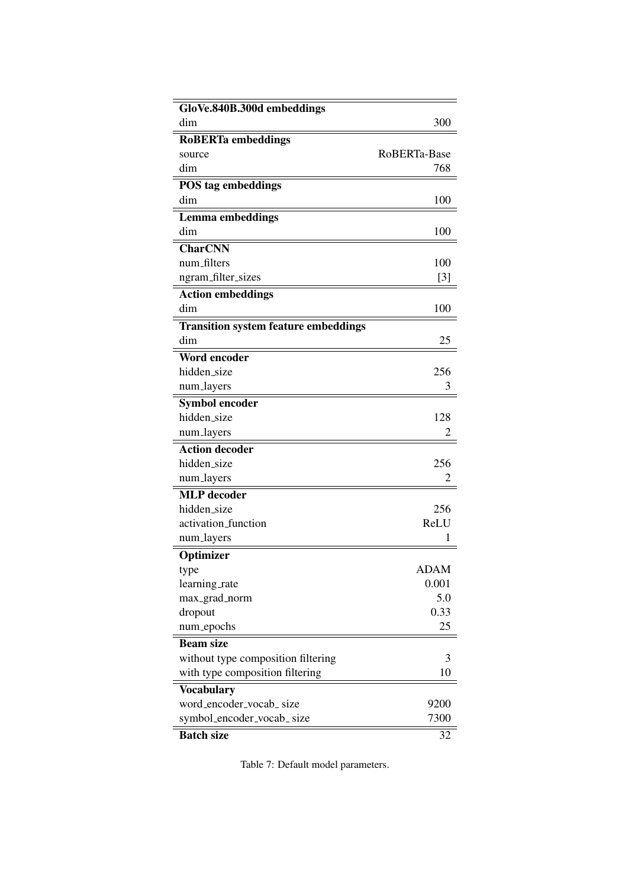| **GloVe.840B.300d embeddings** | |
|---|---|
| dim | 300 |
| **RoBERTa embeddings** | |
| source | RoBERTa-Base |
| dim | 768 |
| **POS tag embeddings** | |
| dim | 100 |
| **Lemma embeddings** | |
| dim | 100 |
| **CharCNN** | |
| num_filters | 100 |
| ngram_filter_sizes | [3] |
| **Action embeddings** | |
| dim | 100 |
| **Transition system feature embeddings** | |
| dim | 25 |
| **Word encoder** | |
| hidden_size | 256 |
| num_layers | 3 |
| **Symbol encoder** | |
| hidden_size | 128 |
| num_layers | 2 |
| **Action decoder** | |
| hidden_size | 256 |
| num_layers | 2 |
| **MLP decoder** | |
| hidden_size | 256 |
| activation_function | ReLU |
| num_layers | 1 |
| **Optimizer** | |
| type | ADAM |
| learning_rate | 0.001 |
| max_grad_norm | 5.0 |
| dropout | 0.33 |
| num_epochs | 25 |
| **Beam size** | |
| without type composition filtering | 3 |
| with type composition filtering | 10 |
| **Vocabulary** | |
| word_encoder_vocab_ size | 9200 |
| symbol_encoder_vocab_ size | 7300 |
| **Batch size** | 32 |

Table 7: Default model parameters.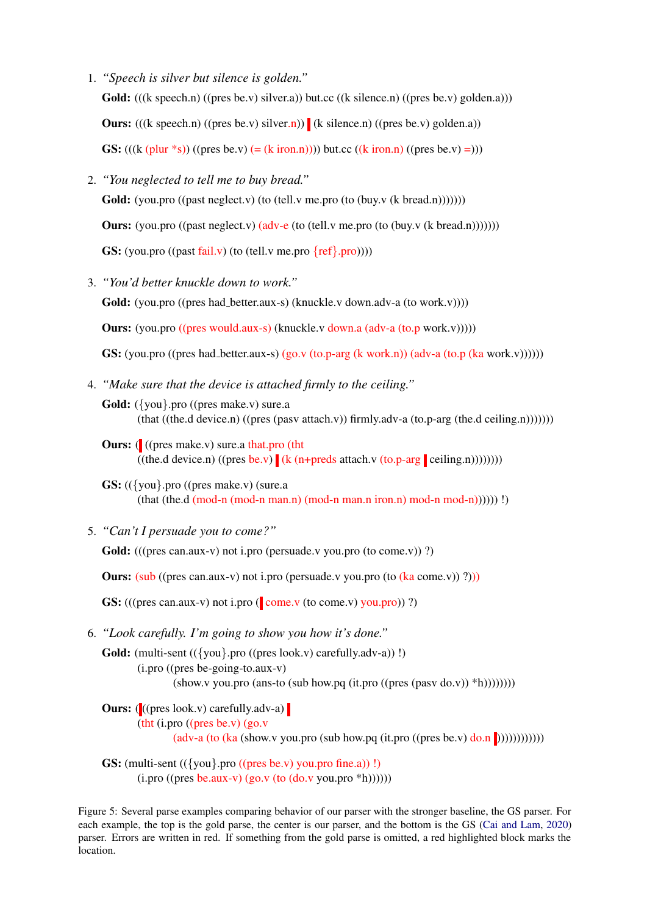1. *"Speech is silver but silence is golden."*

   **Gold:** (((k speech.n) ((pres be.v) silver.a)) but.cc ((k silence.n) ((pres be.v) golden.a)))

   **Ours:** (((k speech.n) ((pres be.v) silver.n)) ▌ (k silence.n) ((pres be.v) golden.a))

   **GS:** (((k (plur *s)) ((pres be.v) (= (k iron.n)))) but.cc ((k iron.n) ((pres be.v) =)))

2. *"You neglected to tell me to buy bread."*

   **Gold:** (you.pro ((past neglect.v) (to (tell.v me.pro (to (buy.v (k bread.n)))))))

   **Ours:** (you.pro ((past neglect.v) (adv-e (to (tell.v me.pro (to (buy.v (k bread.n)))))))

   **GS:** (you.pro ((past fail.v) (to (tell.v me.pro {ref}.pro))))

3. *"You'd better knuckle down to work."*

   **Gold:** (you.pro ((pres had_better.aux-s) (knuckle.v down.adv-a (to work.v))))

   **Ours:** (you.pro ((pres would.aux-s) (knuckle.v down.a (adv-a (to.p work.v)))))

   **GS:** (you.pro ((pres had_better.aux-s) (go.v (to.p-arg (k work.n)) (adv-a (to.p (ka work.v))))))

4. *"Make sure that the device is attached firmly to the ceiling."*

   **Gold:** ({you}.pro ((pres make.v) sure.a
   (that ((the.d device.n) ((pres (pasv attach.v)) firmly.adv-a (to.p-arg (the.d ceiling.n)))))))

   **Ours:** (▌ ((pres make.v) sure.a that.pro (tht
   ((the.d device.n) ((pres be.v) ▌ (k (n+preds attach.v (to.p-arg ▌ ceiling.n))))))))

   **GS:** (({you}.pro ((pres make.v) (sure.a
   (that (the.d (mod-n (mod-n man.n) (mod-n man.n iron.n) mod-n mod-n)))))) !)

5. *"Can't I persuade you to come?"*

   **Gold:** (((pres can.aux-v) not i.pro (persuade.v you.pro (to come.v)) ?)

   **Ours:** (sub ((pres can.aux-v) not i.pro (persuade.v you.pro (to (ka come.v)) ?)))

   **GS:** (((pres can.aux-v) not i.pro (▌ come.v (to come.v) you.pro)) ?)

6. *"Look carefully. I'm going to show you how it's done."*

   **Gold:** (multi-sent (({you}.pro ((pres look.v) carefully.adv-a)) !)
   (i.pro ((pres be-going-to.aux-v)
   (show.v you.pro (ans-to (sub how.pq (it.pro ((pres (pasv do.v)) *h))))))))

   **Ours:** (▌((pres look.v) carefully.adv-a) ▌
   (tht (i.pro ((pres be.v) (go.v
   (adv-a (to (ka (show.v you.pro (sub how.pq (it.pro ((pres be.v) do.n ▌))))))))))))

   **GS:** (multi-sent (({you}.pro ((pres be.v) you.pro fine.a)) !)
   (i.pro ((pres be.aux-v) (go.v (to (do.v you.pro *h))))))

Figure 5: Several parse examples comparing behavior of our parser with the stronger baseline, the GS parser. For each example, the top is the gold parse, the center is our parser, and the bottom is the GS (Cai and Lam, 2020) parser. Errors are written in red. If something from the gold parse is omitted, a red highlighted block marks the location.